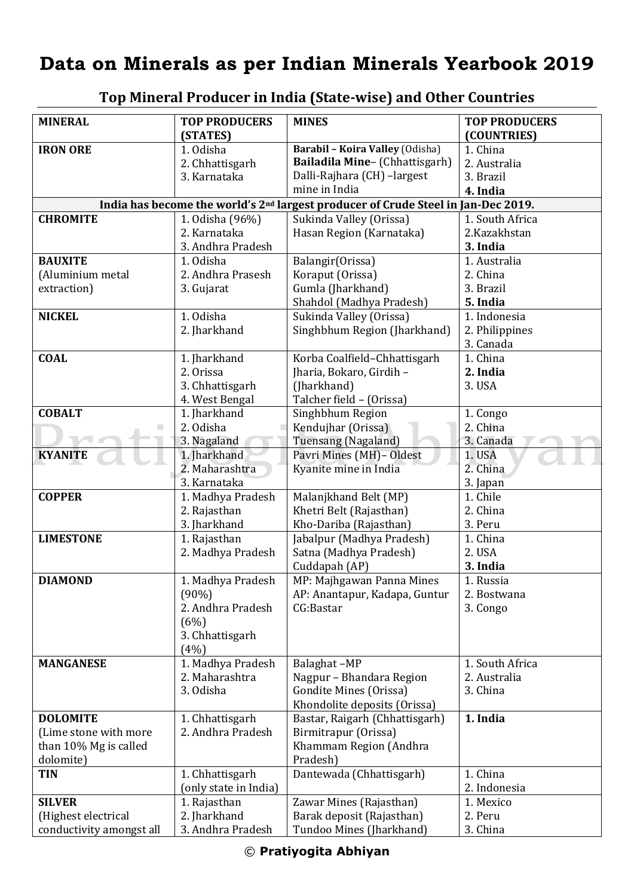# Data on Minerals as per Indian Minerals Yearbook 2019

## Top Mineral Producer in India (State-wise) and Other Countries

| MINERAL | TOP PRODUCERS (STATES) | MINES | TOP PRODUCERS (COUNTRIES) |
|---|---|---|---|
| **IRON ORE** | 1. Odisha<br>2. Chhattisgarh<br>3. Karnataka | **Barabil – Koira Valley** (Odisha)<br>**Bailadila Mine**– (Chhattisgarh)<br>Dalli-Rajhara (CH) –largest mine in India | 1. China<br>2. Australia<br>3. Brazil<br>**4. India** |
| **India has become the world's 2nd largest producer of Crude Steel in Jan-Dec 2019.** | | | |
| **CHROMITE** | 1. Odisha (96%)<br>2. Karnataka<br>3. Andhra Pradesh | Sukinda Valley (Orissa)<br>Hasan Region (Karnataka) | 1. South Africa<br>2.Kazakhstan<br>**3. India** |
| **BAUXITE** (Aluminium metal extraction) | 1. Odisha<br>2. Andhra Prasesh<br>3. Gujarat | Balangir(Orissa)<br>Koraput (Orissa)<br>Gumla (Jharkhand)<br>Shahdol (Madhya Pradesh) | 1. Australia<br>2. China<br>3. Brazil<br>**5. India** |
| **NICKEL** | 1. Odisha<br>2. Jharkhand | Sukinda Valley (Orissa)<br>Singhbhum Region (Jharkhand) | 1. Indonesia<br>2. Philippines<br>3. Canada |
| **COAL** | 1. Jharkhand<br>2. Orissa<br>3. Chhattisgarh<br>4. West Bengal | Korba Coalfield–Chhattisgarh<br>Jharia, Bokaro, Girdih – (Jharkhand)<br>Talcher field – (Orissa) | 1. China<br>**2. India**<br>3. USA |
| **COBALT** | 1. Jharkhand<br>2. Odisha<br>3. Nagaland | Singhbhum Region<br>Kendujhar (Orissa)<br>Tuensang (Nagaland) | 1. Congo<br>2. China<br>3. Canada |
| **KYANITE** | 1. Jharkhand<br>2. Maharashtra<br>3. Karnataka | Pavri Mines (MH)– Oldest Kyanite mine in India | 1. USA<br>2. China<br>3. Japan |
| **COPPER** | 1. Madhya Pradesh<br>2. Rajasthan<br>3. Jharkhand | Malanjkhand Belt (MP)<br>Khetri Belt (Rajasthan)<br>Kho-Dariba (Rajasthan) | 1. Chile<br>2. China<br>3. Peru |
| **LIMESTONE** | 1. Rajasthan<br>2. Madhya Pradesh | Jabalpur (Madhya Pradesh)<br>Satna (Madhya Pradesh)<br>Cuddapah (AP) | 1. China<br>2. USA<br>**3. India** |
| **DIAMOND** | 1. Madhya Pradesh (90%)<br>2. Andhra Pradesh (6%)<br>3. Chhattisgarh (4%) | MP: Majhgawan Panna Mines<br>AP: Anantapur, Kadapa, Guntur<br>CG:Bastar | 1. Russia<br>2. Bostwana<br>3. Congo |
| **MANGANESE** | 1. Madhya Pradesh<br>2. Maharashtra<br>3. Odisha | Balaghat –MP<br>Nagpur – Bhandara Region<br>Gondite Mines (Orissa)<br>Khondolite deposits (Orissa) | 1. South Africa<br>2. Australia<br>3. China |
| **DOLOMITE** (Lime stone with more than 10% Mg is called dolomite) | 1. Chhattisgarh<br>2. Andhra Pradesh | Bastar, Raigarh (Chhattisgarh)<br>Birmitrapur (Orissa)<br>Khammam Region (Andhra Pradesh) | **1. India** |
| **TIN** | 1. Chhattisgarh (only state in India) | Dantewada (Chhattisgarh) | 1. China<br>2. Indonesia |
| **SILVER** (Highest electrical conductivity amongst all | 1. Rajasthan<br>2. Jharkhand<br>3. Andhra Pradesh | Zawar Mines (Rajasthan)<br>Barak deposit (Rajasthan)<br>Tundoo Mines (Jharkhand) | 1. Mexico<br>2. Peru<br>3. China |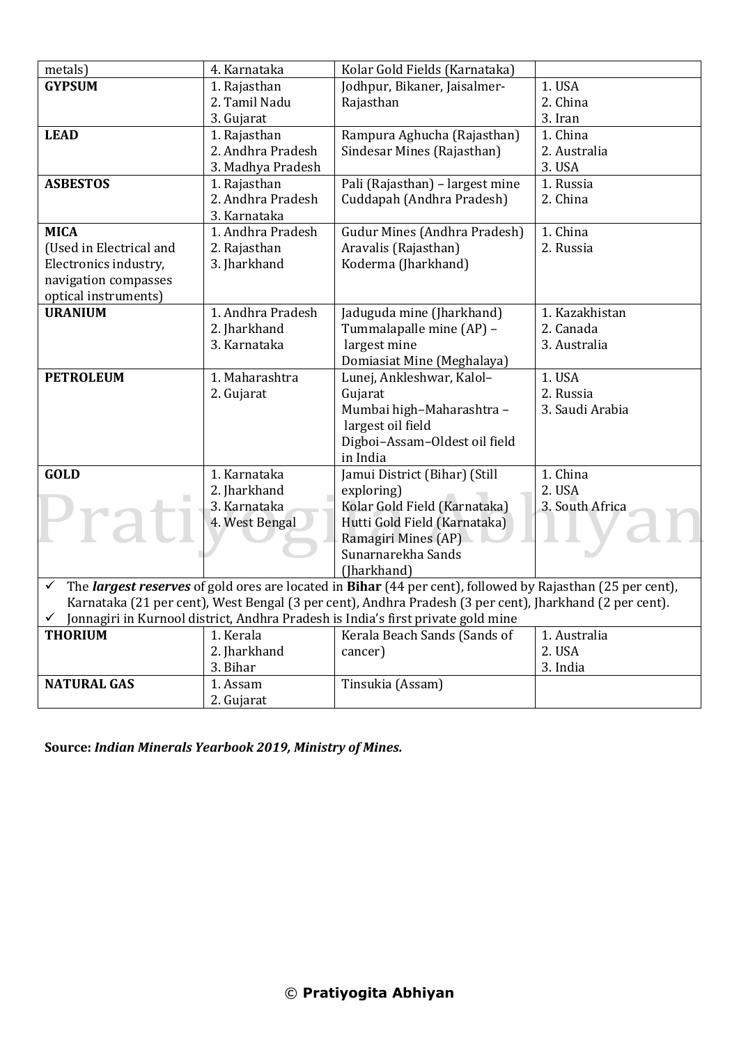| | | | |
|---|---|---|---|
| metals) | 4. Karnataka | Kolar Gold Fields (Karnataka) | |
| **GYPSUM** | 1. Rajasthan<br>2. Tamil Nadu<br>3. Gujarat | Jodhpur, Bikaner, Jaisalmer-Rajasthan | 1. USA<br>2. China<br>3. Iran |
| **LEAD** | 1. Rajasthan<br>2. Andhra Pradesh<br>3. Madhya Pradesh | Rampura Aghucha (Rajasthan)<br>Sindesar Mines (Rajasthan) | 1. China<br>2. Australia<br>3. USA |
| **ASBESTOS** | 1. Rajasthan<br>2. Andhra Pradesh<br>3. Karnataka | Pali (Rajasthan) – largest mine<br>Cuddapah (Andhra Pradesh) | 1. Russia<br>2. China |
| **MICA**<br>(Used in Electrical and Electronics industry, navigation compasses optical instruments) | 1. Andhra Pradesh<br>2. Rajasthan<br>3. Jharkhand | Gudur Mines (Andhra Pradesh)<br>Aravalis (Rajasthan)<br>Koderma (Jharkhand) | 1. China<br>2. Russia |
| **URANIUM** | 1. Andhra Pradesh<br>2. Jharkhand<br>3. Karnataka | Jaduguda mine (Jharkhand)<br>Tummalapalle mine (AP) – largest mine<br>Domiasiat Mine (Meghalaya) | 1. Kazakhistan<br>2. Canada<br>3. Australia |
| **PETROLEUM** | 1. Maharashtra<br>2. Gujarat | Lunej, Ankleshwar, Kalol–Gujarat<br>Mumbai high–Maharashtra – largest oil field<br>Digboi–Assam–Oldest oil field in India | 1. USA<br>2. Russia<br>3. Saudi Arabia |
| **GOLD** | 1. Karnataka<br>2. Jharkhand<br>3. Karnataka<br>4. West Bengal | Jamui District (Bihar) (Still exploring)<br>Kolar Gold Field (Karnataka)<br>Hutti Gold Field (Karnataka)<br>Ramagiri Mines (AP)<br>Sunarnarekha Sands (Jharkhand) | 1. China<br>2. USA<br>3. South Africa |
| ✓ The ***largest reserves*** of gold ores are located in **Bihar** (44 per cent), followed by Rajasthan (25 per cent), Karnataka (21 per cent), West Bengal (3 per cent), Andhra Pradesh (3 per cent), Jharkhand (2 per cent).<br>✓ Jonnagiri in Kurnool district, Andhra Pradesh is India's first private gold mine | | | |
| **THORIUM** | 1. Kerala<br>2. Jharkhand<br>3. Bihar | Kerala Beach Sands (Sands of cancer) | 1. Australia<br>2. USA<br>3. India |
| **NATURAL GAS** | 1. Assam<br>2. Gujarat | Tinsukia (Assam) | |

**Source:** ***Indian Minerals Yearbook 2019, Ministry of Mines.***